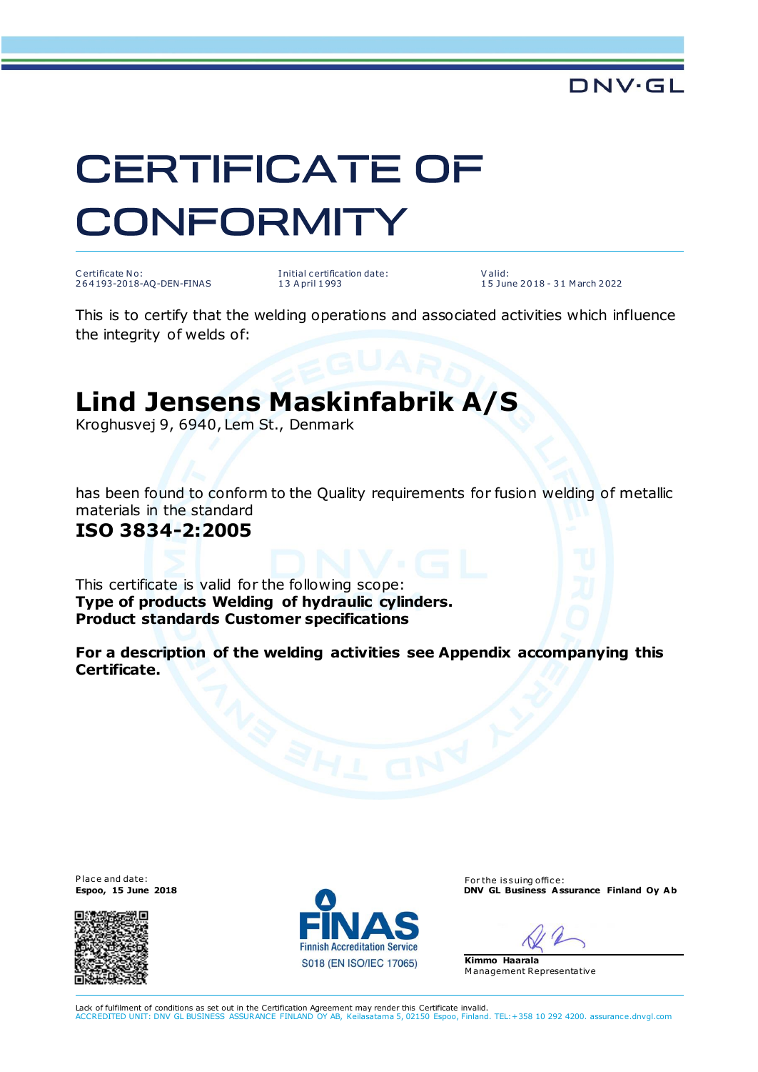DNV·GL

# CERTIFICATE OF CONFORMITY

Certificate No:
264193-2018-AQ-DEN-FINAS

Initial certification date:
13 April 1993

Valid:
15 June 2018 - 31 March 2022

This is to certify that the welding operations and associated activities which influence the integrity of welds of:

## Lind Jensens Maskinfabrik A/S

Kroghusvej 9, 6940, Lem St., Denmark

has been found to conform to the Quality requirements for fusion welding of metallic materials in the standard

### ISO 3834-2:2005

This certificate is valid for the following scope:
**Type of products Welding of hydraulic cylinders.**
**Product standards Customer specifications**

**For a description of the welding activities see Appendix accompanying this Certificate.**

Place and date:
**Espoo, 15 June 2018**

FINAS
Finnish Accreditation Service
S018 (EN ISO/IEC 17065)

For the issuing office:
**DNV GL Business Assurance Finland Oy Ab**

**Kimmo Haarala**
Management Representative

Lack of fulfilment of conditions as set out in the Certification Agreement may render this Certificate invalid.
ACCREDITED UNIT: DNV GL BUSINESS ASSURANCE FINLAND OY AB, Keilasatama 5, 02150 Espoo, Finland. TEL:+358 10 292 4200. assurance.dnvgl.com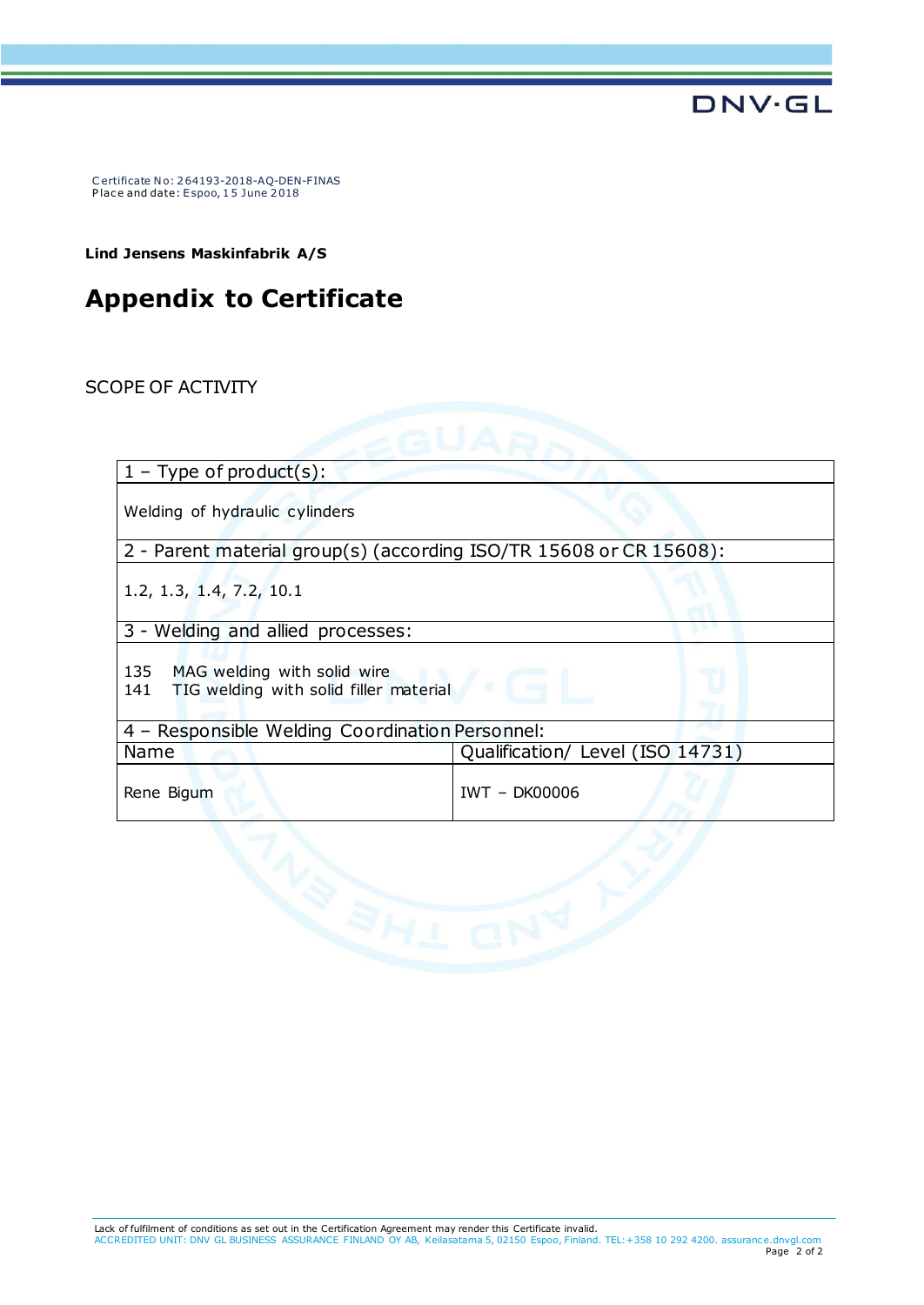Certificate No: 264193-2018-AQ-DEN-FINAS
Place and date: Espoo, 15 June 2018

**Lind Jensens Maskinfabrik A/S**

# Appendix to Certificate

SCOPE OF ACTIVITY

| 1 – Type of product(s): | |
|---|---|
| Welding of hydraulic cylinders | |
| 2 - Parent material group(s) (according ISO/TR 15608 or CR 15608): | |
| 1.2, 1.3, 1.4, 7.2, 10.1 | |
| 3 - Welding and allied processes: | |
| 135 MAG welding with solid wire<br>141 TIG welding with solid filler material | |
| 4 – Responsible Welding Coordination Personnel: | |
| Name | Qualification/ Level (ISO 14731) |
| Rene Bigum | IWT – DK00006 |

Lack of fulfilment of conditions as set out in the Certification Agreement may render this Certificate invalid.
ACCREDITED UNIT: DNV GL BUSINESS ASSURANCE FINLAND OY AB, Keilasatama 5, 02150 Espoo, Finland. TEL: +358 10 292 4200. assurance.dnvgl.com